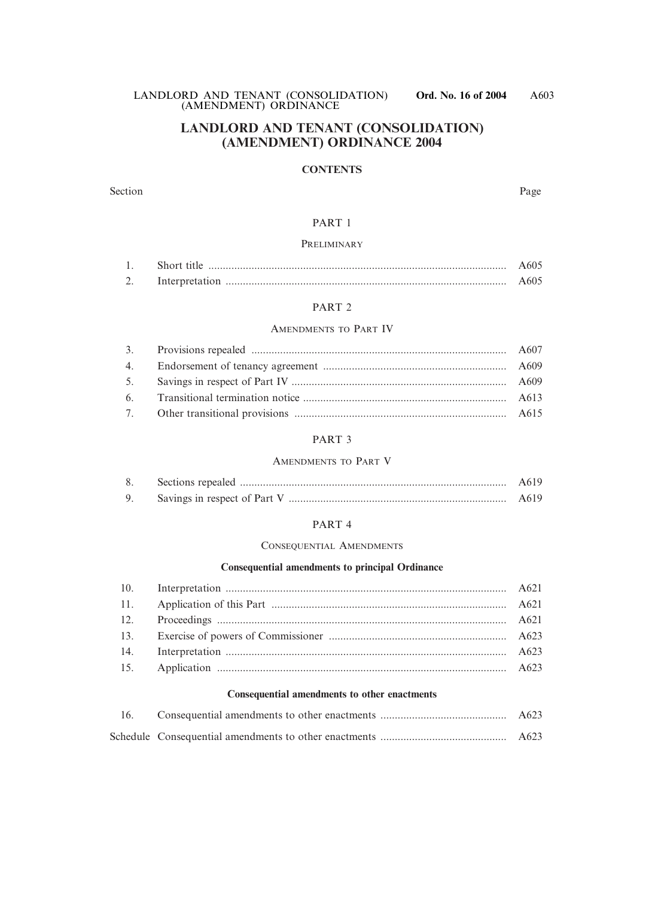# LANDLORD AND TENANT (CONSOLIDATION) (AMENDMENT) ORDINANCE 2004

## CONTENTS

| Section | | Page |
|---|---|---|
| | **PART 1** | |
| | PRELIMINARY | |
| 1. | Short title | A605 |
| 2. | Interpretation | A605 |
| | **PART 2** | |
| | AMENDMENTS TO PART IV | |
| 3. | Provisions repealed | A607 |
| 4. | Endorsement of tenancy agreement | A609 |
| 5. | Savings in respect of Part IV | A609 |
| 6. | Transitional termination notice | A613 |
| 7. | Other transitional provisions | A615 |
| | **PART 3** | |
| | AMENDMENTS TO PART V | |
| 8. | Sections repealed | A619 |
| 9. | Savings in respect of Part V | A619 |
| | **PART 4** | |
| | CONSEQUENTIAL AMENDMENTS | |
| | **Consequential amendments to principal Ordinance** | |
| 10. | Interpretation | A621 |
| 11. | Application of this Part | A621 |
| 12. | Proceedings | A621 |
| 13. | Exercise of powers of Commissioner | A623 |
| 14. | Interpretation | A623 |
| 15. | Application | A623 |
| | **Consequential amendments to other enactments** | |
| 16. | Consequential amendments to other enactments | A623 |
| Schedule | Consequential amendments to other enactments | A623 |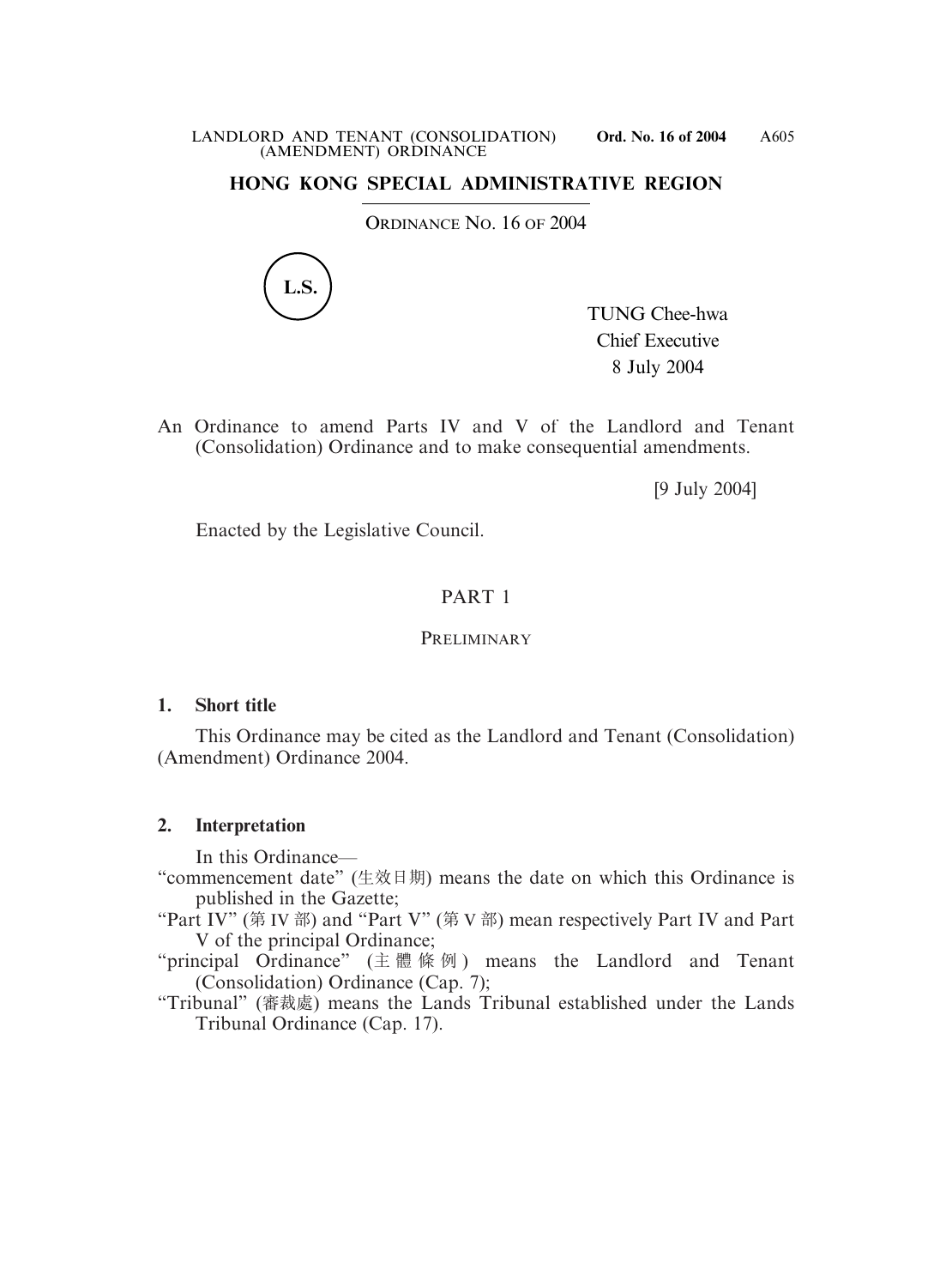# HONG KONG SPECIAL ADMINISTRATIVE REGION

ORDINANCE NO. 16 OF 2004

L.S.

TUNG Chee-hwa
Chief Executive
8 July 2004

An Ordinance to amend Parts IV and V of the Landlord and Tenant (Consolidation) Ordinance and to make consequential amendments.

[9 July 2004]

Enacted by the Legislative Council.

## PART 1

### PRELIMINARY

**1. Short title**

This Ordinance may be cited as the Landlord and Tenant (Consolidation) (Amendment) Ordinance 2004.

**2. Interpretation**

In this Ordinance—

"commencement date" (生效日期) means the date on which this Ordinance is published in the Gazette;

"Part IV" (第 IV 部) and "Part V" (第 V 部) mean respectively Part IV and Part V of the principal Ordinance;

"principal Ordinance" (主體條例) means the Landlord and Tenant (Consolidation) Ordinance (Cap. 7);

"Tribunal" (審裁處) means the Lands Tribunal established under the Lands Tribunal Ordinance (Cap. 17).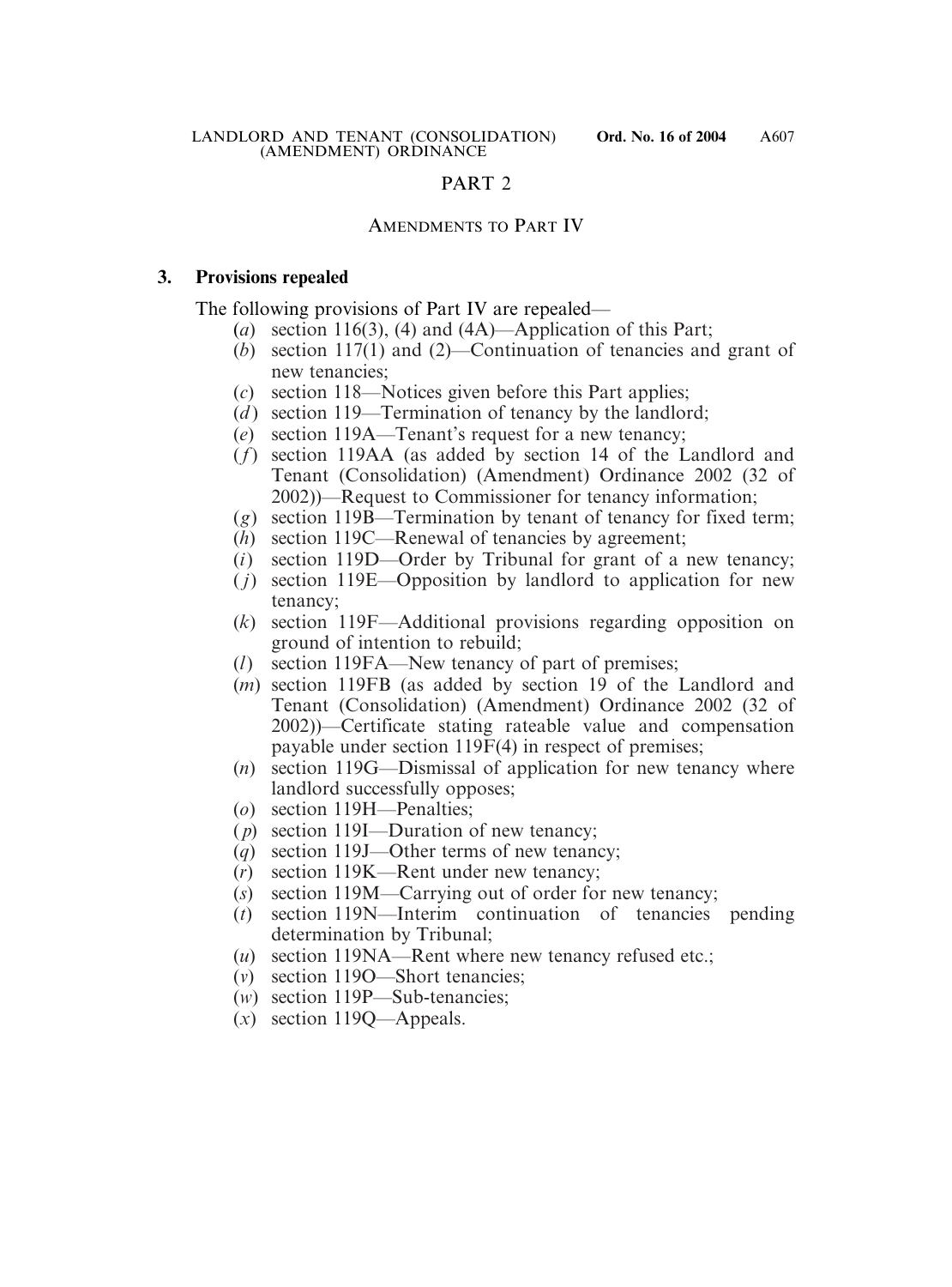## PART 2

### AMENDMENTS TO PART IV

**3. Provisions repealed**

The following provisions of Part IV are repealed—

(*a*) section 116(3), (4) and (4A)—Application of this Part;
(*b*) section 117(1) and (2)—Continuation of tenancies and grant of new tenancies;
(*c*) section 118—Notices given before this Part applies;
(*d*) section 119—Termination of tenancy by the landlord;
(*e*) section 119A—Tenant's request for a new tenancy;
(*f*) section 119AA (as added by section 14 of the Landlord and Tenant (Consolidation) (Amendment) Ordinance 2002 (32 of 2002))—Request to Commissioner for tenancy information;
(*g*) section 119B—Termination by tenant of tenancy for fixed term;
(*h*) section 119C—Renewal of tenancies by agreement;
(*i*) section 119D—Order by Tribunal for grant of a new tenancy;
(*j*) section 119E—Opposition by landlord to application for new tenancy;
(*k*) section 119F—Additional provisions regarding opposition on ground of intention to rebuild;
(*l*) section 119FA—New tenancy of part of premises;
(*m*) section 119FB (as added by section 19 of the Landlord and Tenant (Consolidation) (Amendment) Ordinance 2002 (32 of 2002))—Certificate stating rateable value and compensation payable under section 119F(4) in respect of premises;
(*n*) section 119G—Dismissal of application for new tenancy where landlord successfully opposes;
(*o*) section 119H—Penalties;
(*p*) section 119I—Duration of new tenancy;
(*q*) section 119J—Other terms of new tenancy;
(*r*) section 119K—Rent under new tenancy;
(*s*) section 119M—Carrying out of order for new tenancy;
(*t*) section 119N—Interim continuation of tenancies pending determination by Tribunal;
(*u*) section 119NA—Rent where new tenancy refused etc.;
(*v*) section 119O—Short tenancies;
(*w*) section 119P—Sub-tenancies;
(*x*) section 119Q—Appeals.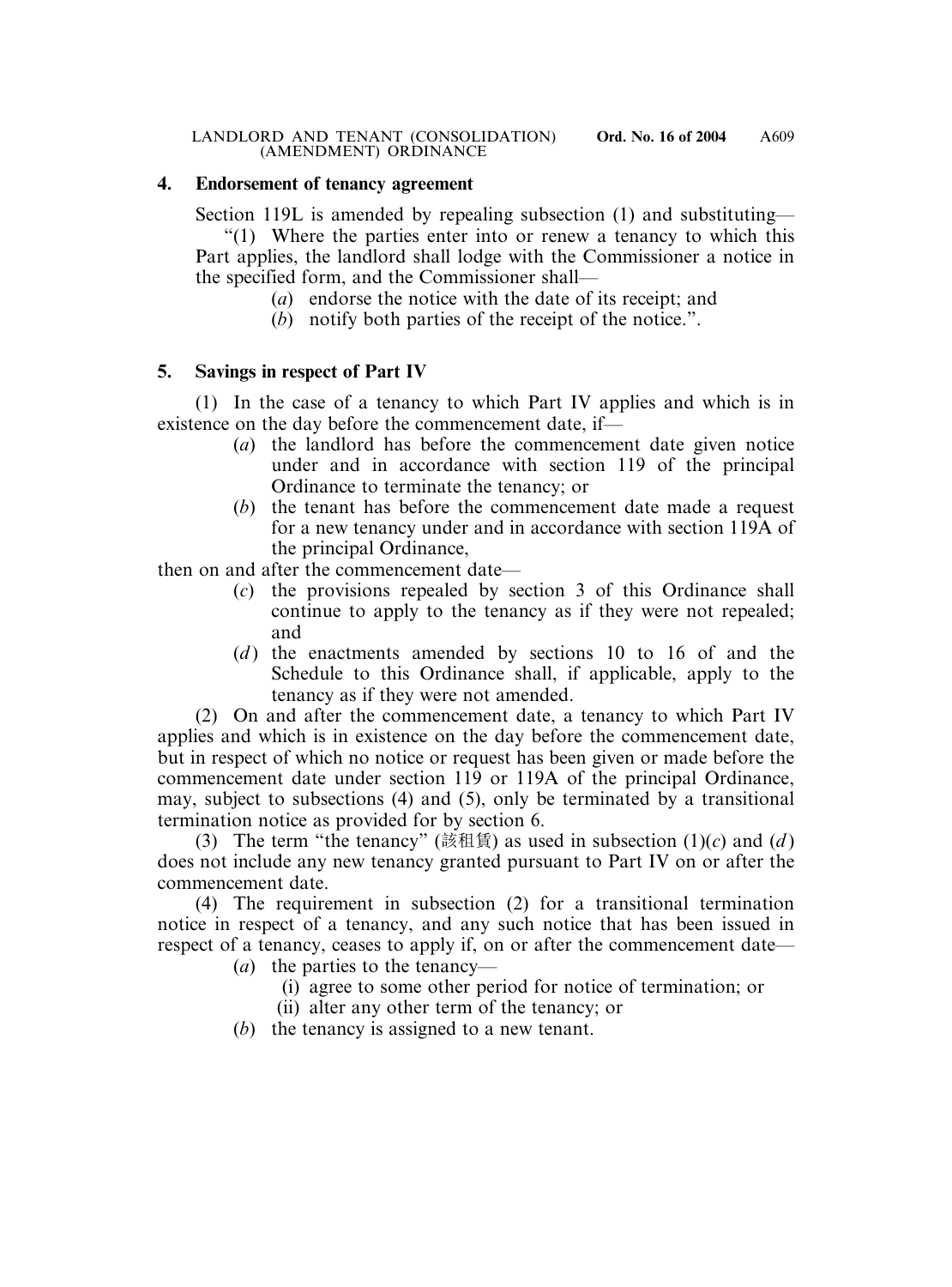## 4. Endorsement of tenancy agreement

Section 119L is amended by repealing subsection (1) and substituting—

"(1) Where the parties enter into or renew a tenancy to which this Part applies, the landlord shall lodge with the Commissioner a notice in the specified form, and the Commissioner shall—

(*a*) endorse the notice with the date of its receipt; and

(*b*) notify both parties of the receipt of the notice.".

## 5. Savings in respect of Part IV

(1) In the case of a tenancy to which Part IV applies and which is in existence on the day before the commencement date, if—

(*a*) the landlord has before the commencement date given notice under and in accordance with section 119 of the principal Ordinance to terminate the tenancy; or

(*b*) the tenant has before the commencement date made a request for a new tenancy under and in accordance with section 119A of the principal Ordinance,

then on and after the commencement date—

(*c*) the provisions repealed by section 3 of this Ordinance shall continue to apply to the tenancy as if they were not repealed; and

(*d*) the enactments amended by sections 10 to 16 of and the Schedule to this Ordinance shall, if applicable, apply to the tenancy as if they were not amended.

(2) On and after the commencement date, a tenancy to which Part IV applies and which is in existence on the day before the commencement date, but in respect of which no notice or request has been given or made before the commencement date under section 119 or 119A of the principal Ordinance, may, subject to subsections (4) and (5), only be terminated by a transitional termination notice as provided for by section 6.

(3) The term "the tenancy" (該租賃) as used in subsection (1)(*c*) and (*d*) does not include any new tenancy granted pursuant to Part IV on or after the commencement date.

(4) The requirement in subsection (2) for a transitional termination notice in respect of a tenancy, and any such notice that has been issued in respect of a tenancy, ceases to apply if, on or after the commencement date—

(*a*) the parties to the tenancy—

(i) agree to some other period for notice of termination; or

(ii) alter any other term of the tenancy; or

(*b*) the tenancy is assigned to a new tenant.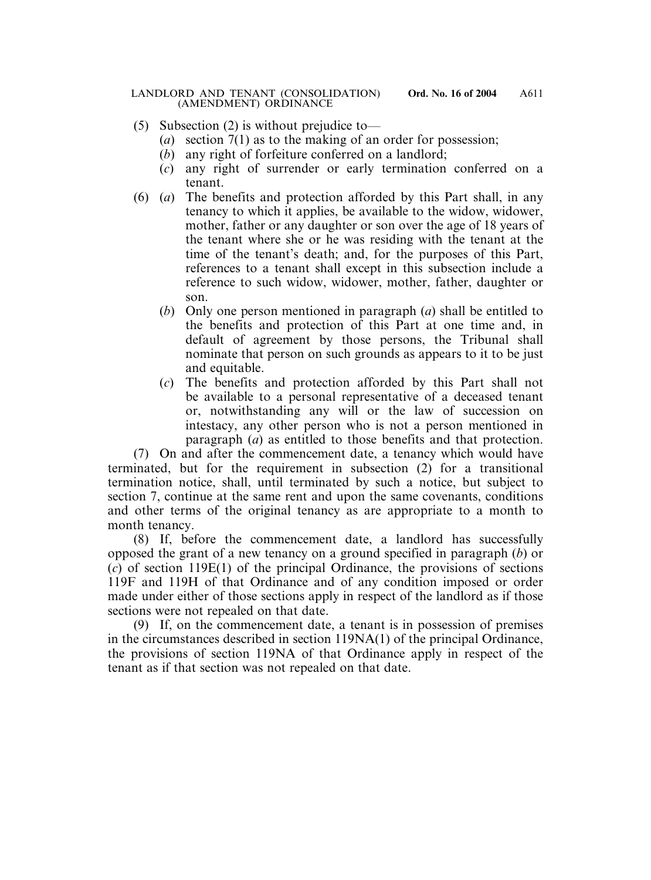(5) Subsection (2) is without prejudice to—

(*a*) section 7(1) as to the making of an order for possession;

(*b*) any right of forfeiture conferred on a landlord;

(*c*) any right of surrender or early termination conferred on a tenant.

(6) (*a*) The benefits and protection afforded by this Part shall, in any tenancy to which it applies, be available to the widow, widower, mother, father or any daughter or son over the age of 18 years of the tenant where she or he was residing with the tenant at the time of the tenant's death; and, for the purposes of this Part, references to a tenant shall except in this subsection include a reference to such widow, widower, mother, father, daughter or son.

(*b*) Only one person mentioned in paragraph (*a*) shall be entitled to the benefits and protection of this Part at one time and, in default of agreement by those persons, the Tribunal shall nominate that person on such grounds as appears to it to be just and equitable.

(*c*) The benefits and protection afforded by this Part shall not be available to a personal representative of a deceased tenant or, notwithstanding any will or the law of succession on intestacy, any other person who is not a person mentioned in paragraph (*a*) as entitled to those benefits and that protection.

(7) On and after the commencement date, a tenancy which would have terminated, but for the requirement in subsection (2) for a transitional termination notice, shall, until terminated by such a notice, but subject to section 7, continue at the same rent and upon the same covenants, conditions and other terms of the original tenancy as are appropriate to a month to month tenancy.

(8) If, before the commencement date, a landlord has successfully opposed the grant of a new tenancy on a ground specified in paragraph (*b*) or (*c*) of section 119E(1) of the principal Ordinance, the provisions of sections 119F and 119H of that Ordinance and of any condition imposed or order made under either of those sections apply in respect of the landlord as if those sections were not repealed on that date.

(9) If, on the commencement date, a tenant is in possession of premises in the circumstances described in section 119NA(1) of the principal Ordinance, the provisions of section 119NA of that Ordinance apply in respect of the tenant as if that section was not repealed on that date.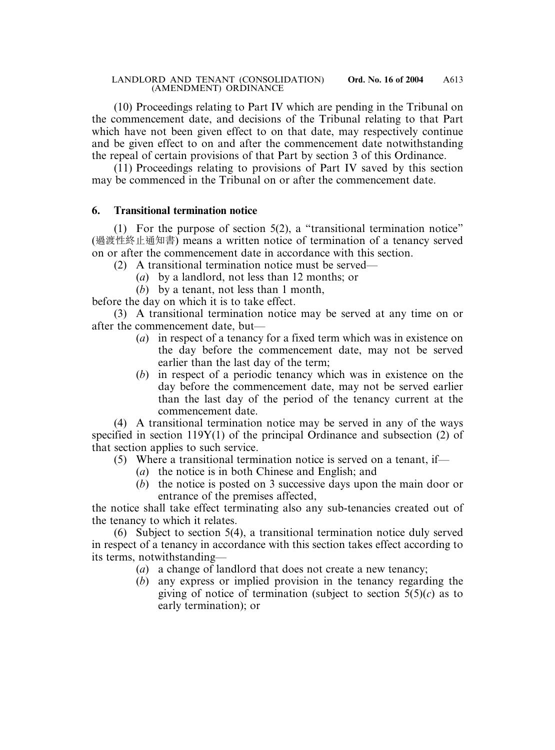(10) Proceedings relating to Part IV which are pending in the Tribunal on the commencement date, and decisions of the Tribunal relating to that Part which have not been given effect to on that date, may respectively continue and be given effect to on and after the commencement date notwithstanding the repeal of certain provisions of that Part by section 3 of this Ordinance.

(11) Proceedings relating to provisions of Part IV saved by this section may be commenced in the Tribunal on or after the commencement date.

### 6. Transitional termination notice

(1) For the purpose of section 5(2), a "transitional termination notice" (過渡性終止通知書) means a written notice of termination of a tenancy served on or after the commencement date in accordance with this section.

(2) A transitional termination notice must be served—

(*a*) by a landlord, not less than 12 months; or

(*b*) by a tenant, not less than 1 month,

before the day on which it is to take effect.

(3) A transitional termination notice may be served at any time on or after the commencement date, but—

(*a*) in respect of a tenancy for a fixed term which was in existence on the day before the commencement date, may not be served earlier than the last day of the term;

(*b*) in respect of a periodic tenancy which was in existence on the day before the commencement date, may not be served earlier than the last day of the period of the tenancy current at the commencement date.

(4) A transitional termination notice may be served in any of the ways specified in section 119Y(1) of the principal Ordinance and subsection (2) of that section applies to such service.

(5) Where a transitional termination notice is served on a tenant, if—

(*a*) the notice is in both Chinese and English; and

(*b*) the notice is posted on 3 successive days upon the main door or entrance of the premises affected,

the notice shall take effect terminating also any sub-tenancies created out of the tenancy to which it relates.

(6) Subject to section 5(4), a transitional termination notice duly served in respect of a tenancy in accordance with this section takes effect according to its terms, notwithstanding—

(*a*) a change of landlord that does not create a new tenancy;

(*b*) any express or implied provision in the tenancy regarding the giving of notice of termination (subject to section 5(5)(*c*) as to early termination); or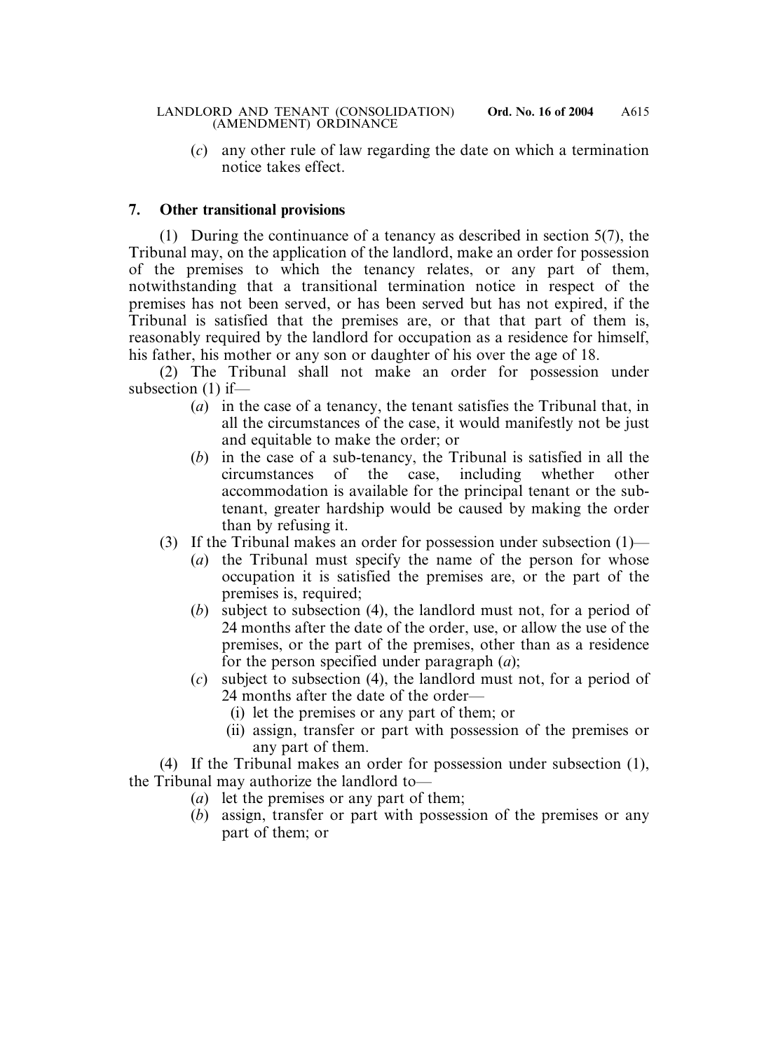(*c*) any other rule of law regarding the date on which a termination notice takes effect.

## 7. Other transitional provisions

(1) During the continuance of a tenancy as described in section 5(7), the Tribunal may, on the application of the landlord, make an order for possession of the premises to which the tenancy relates, or any part of them, notwithstanding that a transitional termination notice in respect of the premises has not been served, or has been served but has not expired, if the Tribunal is satisfied that the premises are, or that that part of them is, reasonably required by the landlord for occupation as a residence for himself, his father, his mother or any son or daughter of his over the age of 18.

(2) The Tribunal shall not make an order for possession under subsection (1) if—

- (*a*) in the case of a tenancy, the tenant satisfies the Tribunal that, in all the circumstances of the case, it would manifestly not be just and equitable to make the order; or
- (*b*) in the case of a sub-tenancy, the Tribunal is satisfied in all the circumstances of the case, including whether other accommodation is available for the principal tenant or the sub-tenant, greater hardship would be caused by making the order than by refusing it.

(3) If the Tribunal makes an order for possession under subsection (1)—

- (*a*) the Tribunal must specify the name of the person for whose occupation it is satisfied the premises are, or the part of the premises is, required;
- (*b*) subject to subsection (4), the landlord must not, for a period of 24 months after the date of the order, use, or allow the use of the premises, or the part of the premises, other than as a residence for the person specified under paragraph (*a*);
- (*c*) subject to subsection (4), the landlord must not, for a period of 24 months after the date of the order—
  - (i) let the premises or any part of them; or
  - (ii) assign, transfer or part with possession of the premises or any part of them.

(4) If the Tribunal makes an order for possession under subsection (1), the Tribunal may authorize the landlord to—

- (*a*) let the premises or any part of them;
- (*b*) assign, transfer or part with possession of the premises or any part of them; or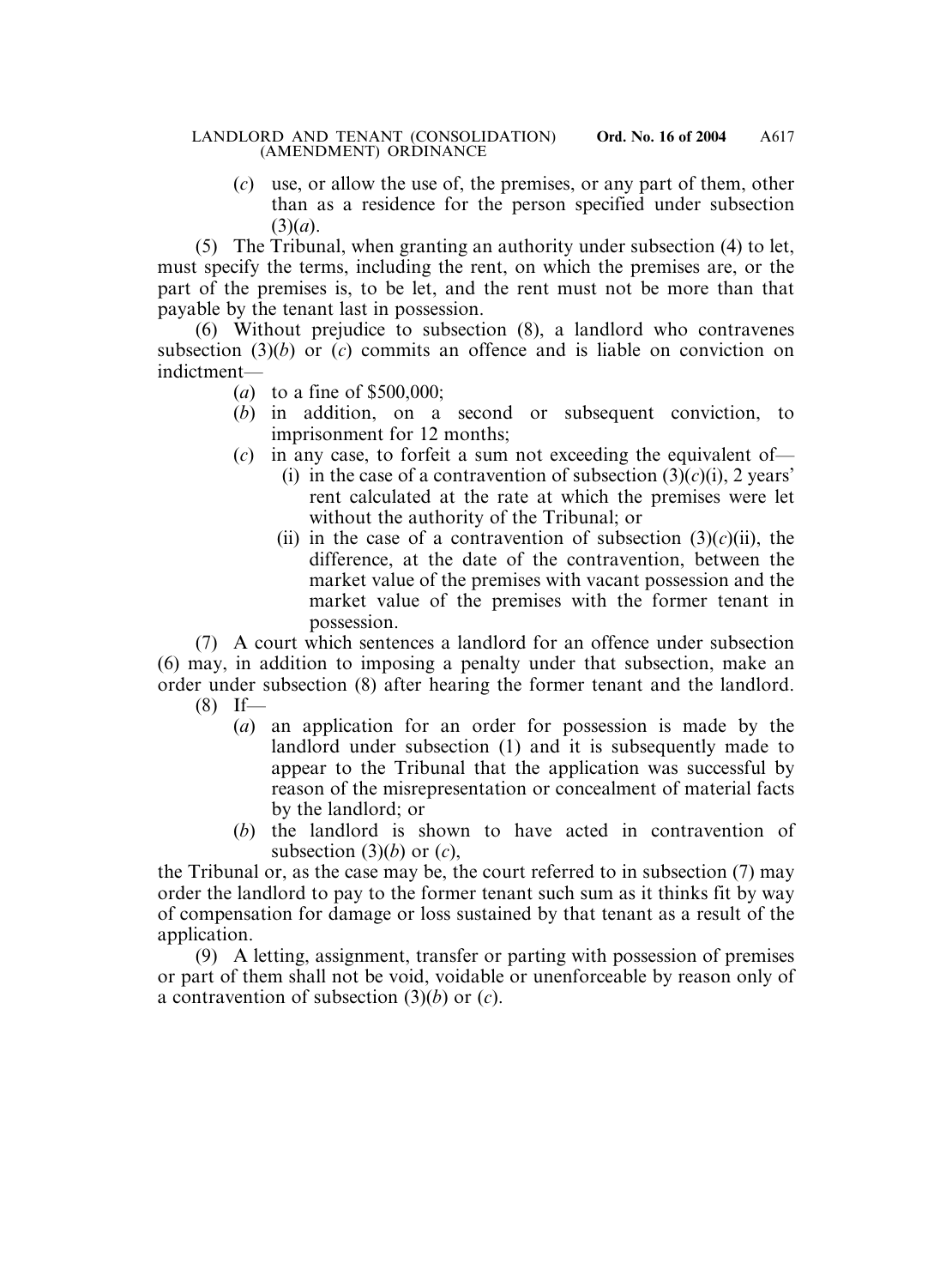(*c*) use, or allow the use of, the premises, or any part of them, other than as a residence for the person specified under subsection (3)(*a*).

(5) The Tribunal, when granting an authority under subsection (4) to let, must specify the terms, including the rent, on which the premises are, or the part of the premises is, to be let, and the rent must not be more than that payable by the tenant last in possession.

(6) Without prejudice to subsection (8), a landlord who contravenes subsection (3)(*b*) or (*c*) commits an offence and is liable on conviction on indictment—

(*a*) to a fine of $500,000;

(*b*) in addition, on a second or subsequent conviction, to imprisonment for 12 months;

(*c*) in any case, to forfeit a sum not exceeding the equivalent of—

(i) in the case of a contravention of subsection (3)(*c*)(i), 2 years' rent calculated at the rate at which the premises were let without the authority of the Tribunal; or

(ii) in the case of a contravention of subsection (3)(*c*)(ii), the difference, at the date of the contravention, between the market value of the premises with vacant possession and the market value of the premises with the former tenant in possession.

(7) A court which sentences a landlord for an offence under subsection (6) may, in addition to imposing a penalty under that subsection, make an order under subsection (8) after hearing the former tenant and the landlord.

(8) If—

(*a*) an application for an order for possession is made by the landlord under subsection (1) and it is subsequently made to appear to the Tribunal that the application was successful by reason of the misrepresentation or concealment of material facts by the landlord; or

(*b*) the landlord is shown to have acted in contravention of subsection (3)(*b*) or (*c*),

the Tribunal or, as the case may be, the court referred to in subsection (7) may order the landlord to pay to the former tenant such sum as it thinks fit by way of compensation for damage or loss sustained by that tenant as a result of the application.

(9) A letting, assignment, transfer or parting with possession of premises or part of them shall not be void, voidable or unenforceable by reason only of a contravention of subsection (3)(*b*) or (*c*).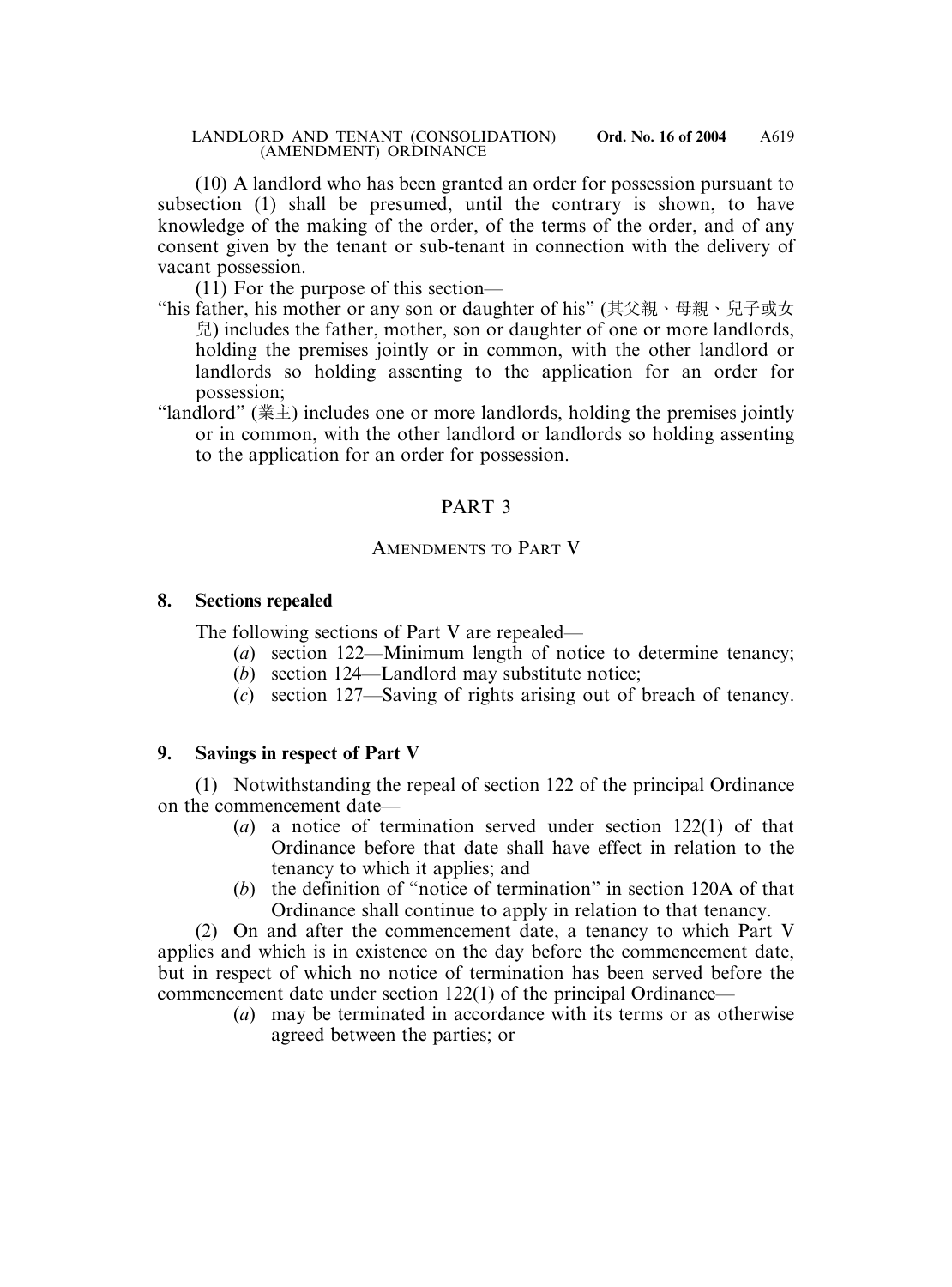(10) A landlord who has been granted an order for possession pursuant to subsection (1) shall be presumed, until the contrary is shown, to have knowledge of the making of the order, of the terms of the order, and of any consent given by the tenant or sub-tenant in connection with the delivery of vacant possession.

(11) For the purpose of this section—

"his father, his mother or any son or daughter of his" (其父親、母親、兒子或女兒) includes the father, mother, son or daughter of one or more landlords, holding the premises jointly or in common, with the other landlord or landlords so holding assenting to the application for an order for possession;

"landlord" (業主) includes one or more landlords, holding the premises jointly or in common, with the other landlord or landlords so holding assenting to the application for an order for possession.

## PART 3

### AMENDMENTS TO PART V

**8. Sections repealed**

The following sections of Part V are repealed—

(*a*) section 122—Minimum length of notice to determine tenancy;

(*b*) section 124—Landlord may substitute notice;

(*c*) section 127—Saving of rights arising out of breach of tenancy.

**9. Savings in respect of Part V**

(1) Notwithstanding the repeal of section 122 of the principal Ordinance on the commencement date—

(*a*) a notice of termination served under section 122(1) of that Ordinance before that date shall have effect in relation to the tenancy to which it applies; and

(*b*) the definition of "notice of termination" in section 120A of that Ordinance shall continue to apply in relation to that tenancy.

(2) On and after the commencement date, a tenancy to which Part V applies and which is in existence on the day before the commencement date, but in respect of which no notice of termination has been served before the commencement date under section 122(1) of the principal Ordinance—

(*a*) may be terminated in accordance with its terms or as otherwise agreed between the parties; or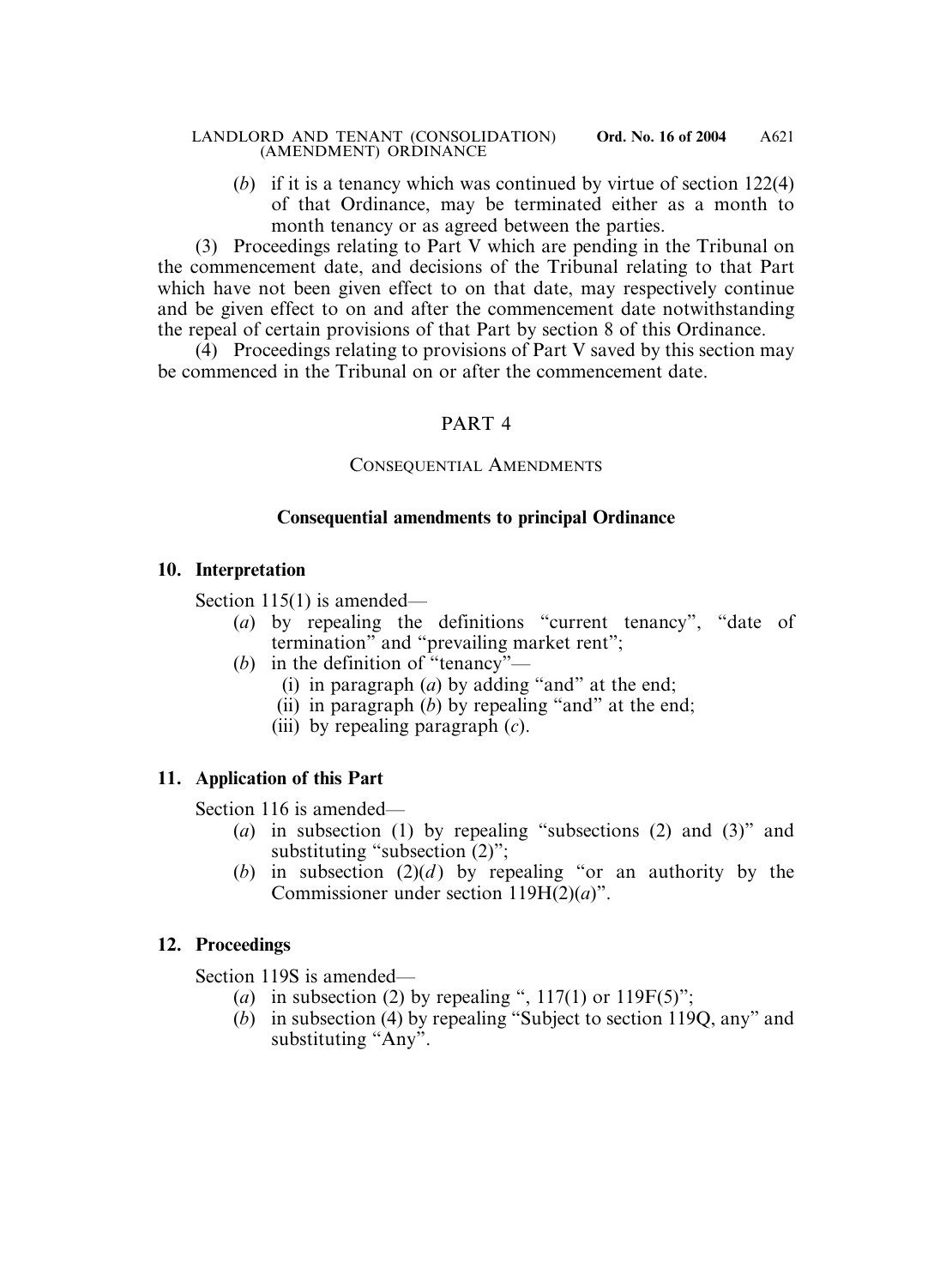(*b*) if it is a tenancy which was continued by virtue of section 122(4) of that Ordinance, may be terminated either as a month to month tenancy or as agreed between the parties.

(3) Proceedings relating to Part V which are pending in the Tribunal on the commencement date, and decisions of the Tribunal relating to that Part which have not been given effect to on that date, may respectively continue and be given effect to on and after the commencement date notwithstanding the repeal of certain provisions of that Part by section 8 of this Ordinance.

(4) Proceedings relating to provisions of Part V saved by this section may be commenced in the Tribunal on or after the commencement date.

## PART 4

### CONSEQUENTIAL AMENDMENTS

**Consequential amendments to principal Ordinance**

**10. Interpretation**

Section 115(1) is amended—

(*a*) by repealing the definitions "current tenancy", "date of termination" and "prevailing market rent";

(*b*) in the definition of "tenancy"—

(i) in paragraph (*a*) by adding "and" at the end;

(ii) in paragraph (*b*) by repealing "and" at the end;

(iii) by repealing paragraph (*c*).

**11. Application of this Part**

Section 116 is amended—

(*a*) in subsection (1) by repealing "subsections (2) and (3)" and substituting "subsection (2)";

(*b*) in subsection (2)(*d*) by repealing "or an authority by the Commissioner under section 119H(2)(*a*)".

**12. Proceedings**

Section 119S is amended—

(*a*) in subsection (2) by repealing ", 117(1) or 119F(5)";

(*b*) in subsection (4) by repealing "Subject to section 119Q, any" and substituting "Any".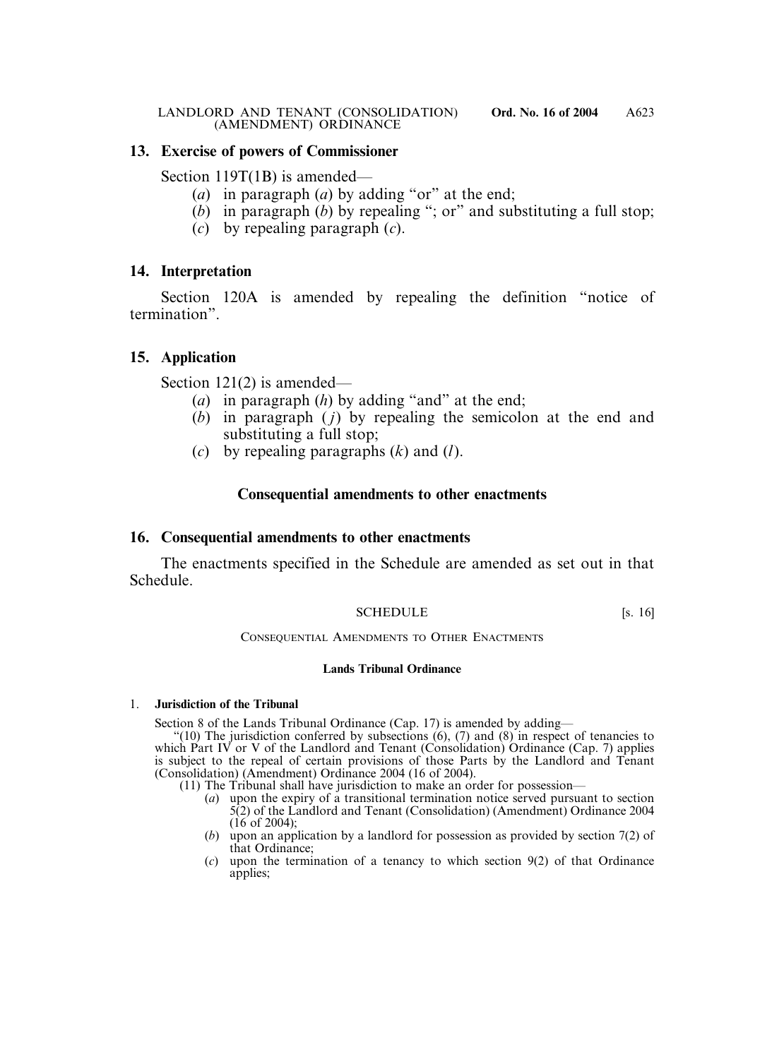### 13. Exercise of powers of Commissioner

Section 119T(1B) is amended—

(*a*) in paragraph (*a*) by adding "or" at the end;

(*b*) in paragraph (*b*) by repealing "; or" and substituting a full stop;

(*c*) by repealing paragraph (*c*).

### 14. Interpretation

Section 120A is amended by repealing the definition "notice of termination".

### 15. Application

Section 121(2) is amended—

(*a*) in paragraph (*h*) by adding "and" at the end;

(*b*) in paragraph (*j*) by repealing the semicolon at the end and substituting a full stop;

(*c*) by repealing paragraphs (*k*) and (*l*).

## Consequential amendments to other enactments

### 16. Consequential amendments to other enactments

The enactments specified in the Schedule are amended as set out in that Schedule.

## SCHEDULE [s. 16]

CONSEQUENTIAL AMENDMENTS TO OTHER ENACTMENTS

**Lands Tribunal Ordinance**

1. **Jurisdiction of the Tribunal**

Section 8 of the Lands Tribunal Ordinance (Cap. 17) is amended by adding—

"(10) The jurisdiction conferred by subsections (6), (7) and (8) in respect of tenancies to which Part IV or V of the Landlord and Tenant (Consolidation) Ordinance (Cap. 7) applies is subject to the repeal of certain provisions of those Parts by the Landlord and Tenant (Consolidation) (Amendment) Ordinance 2004 (16 of 2004).

(11) The Tribunal shall have jurisdiction to make an order for possession—

(*a*) upon the expiry of a transitional termination notice served pursuant to section 5(2) of the Landlord and Tenant (Consolidation) (Amendment) Ordinance 2004 (16 of 2004);

(*b*) upon an application by a landlord for possession as provided by section 7(2) of that Ordinance;

(*c*) upon the termination of a tenancy to which section 9(2) of that Ordinance applies;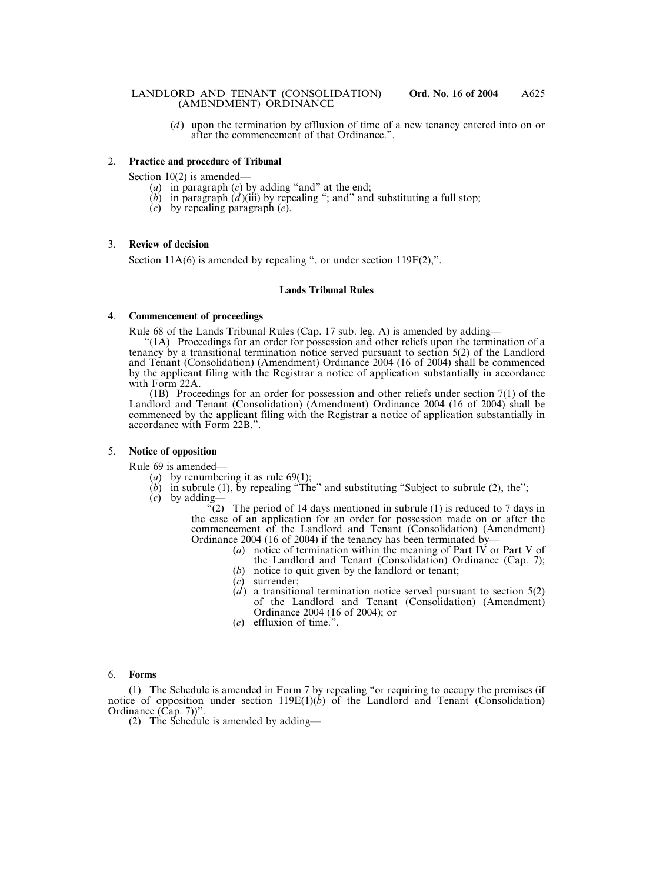(*d*) upon the termination by effluxion of time of a new tenancy entered into on or after the commencement of that Ordinance.".

2. **Practice and procedure of Tribunal**

Section 10(2) is amended—

(*a*) in paragraph (*c*) by adding "and" at the end;

(*b*) in paragraph (*d*)(iii) by repealing "; and" and substituting a full stop;

(*c*) by repealing paragraph (*e*).

3. **Review of decision**

Section 11A(6) is amended by repealing ", or under section 119F(2),".

**Lands Tribunal Rules**

4. **Commencement of proceedings**

Rule 68 of the Lands Tribunal Rules (Cap. 17 sub. leg. A) is amended by adding—

"(1A) Proceedings for an order for possession and other reliefs upon the termination of a tenancy by a transitional termination notice served pursuant to section 5(2) of the Landlord and Tenant (Consolidation) (Amendment) Ordinance 2004 (16 of 2004) shall be commenced by the applicant filing with the Registrar a notice of application substantially in accordance with Form 22A.

(1B) Proceedings for an order for possession and other reliefs under section 7(1) of the Landlord and Tenant (Consolidation) (Amendment) Ordinance 2004 (16 of 2004) shall be commenced by the applicant filing with the Registrar a notice of application substantially in accordance with Form 22B.".

5. **Notice of opposition**

Rule 69 is amended—

(*a*) by renumbering it as rule 69(1);

(*b*) in subrule (1), by repealing "The" and substituting "Subject to subrule (2), the";

(*c*) by adding—

"(2) The period of 14 days mentioned in subrule (1) is reduced to 7 days in the case of an application for an order for possession made on or after the commencement of the Landlord and Tenant (Consolidation) (Amendment) Ordinance 2004 (16 of 2004) if the tenancy has been terminated by—

(*a*) notice of termination within the meaning of Part IV or Part V of the Landlord and Tenant (Consolidation) Ordinance (Cap. 7);

(*b*) notice to quit given by the landlord or tenant;

(*c*) surrender;

(*d*) a transitional termination notice served pursuant to section 5(2) of the Landlord and Tenant (Consolidation) (Amendment) Ordinance 2004 (16 of 2004); or

(*e*) effluxion of time.".

6. **Forms**

(1) The Schedule is amended in Form 7 by repealing "or requiring to occupy the premises (if notice of opposition under section 119E(1)(*b*) of the Landlord and Tenant (Consolidation) Ordinance (Cap. 7))".

(2) The Schedule is amended by adding—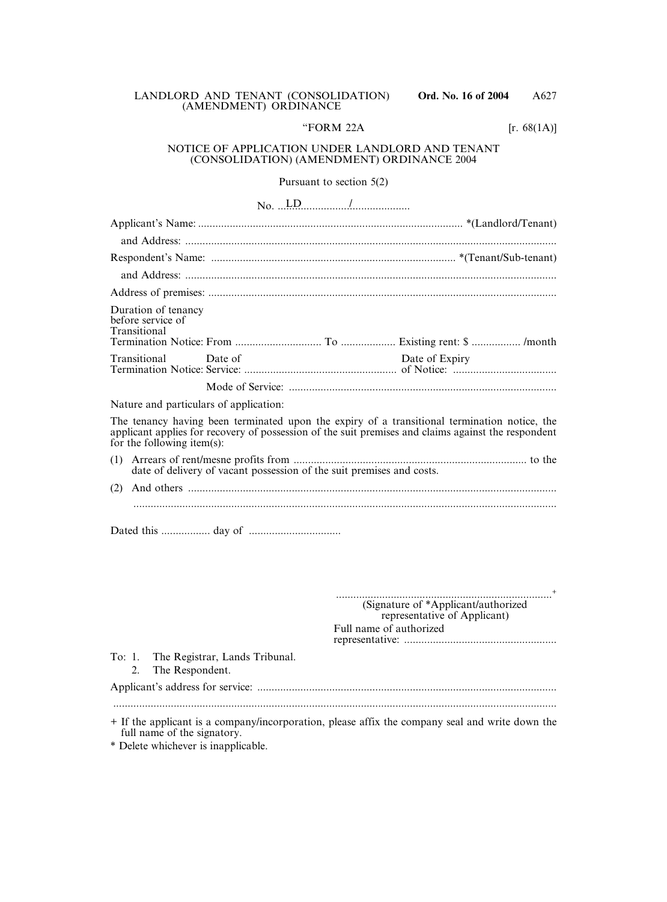"FORM 22A [r. 68(1A)]

NOTICE OF APPLICATION UNDER LANDLORD AND TENANT (CONSOLIDATION) (AMENDMENT) ORDINANCE 2004

Pursuant to section 5(2)

No. ...LD................./....................

Applicant's Name: ........................................................................................... *(Landlord/Tenant)

and Address: ................................................................................................................................

Respondent's Name: .................................................................................... *(Tenant/Sub-tenant)

and Address: ................................................................................................................................

Address of premises: ........................................................................................................................

Duration of tenancy before service of Transitional Termination Notice: From .............................. To ................... Existing rent: $ ................. /month

Transitional Termination Notice: Date of Service: ..................................................... Date of Expiry of Notice: ....................................

Mode of Service: ............................................................................................

Nature and particulars of application:

The tenancy having been terminated upon the expiry of a transitional termination notice, the applicant applies for recovery of possession of the suit premises and claims against the respondent for the following item(s):

(1) Arrears of rent/mesne profits from ................................................................................. to the date of delivery of vacant possession of the suit premises and costs.

(2) And others ...............................................................................................................................
.................................................................................................................................................

Dated this ................. day of ................................

...........................................................................+
(Signature of *Applicant/authorized representative of Applicant)

Full name of authorized representative: .....................................................

To: 1. The Registrar, Lands Tribunal.
2. The Respondent.

Applicant's address for service: .......................................................................................................
.........................................................................................................................................................

+ If the applicant is a company/incorporation, please affix the company seal and write down the full name of the signatory.

* Delete whichever is inapplicable.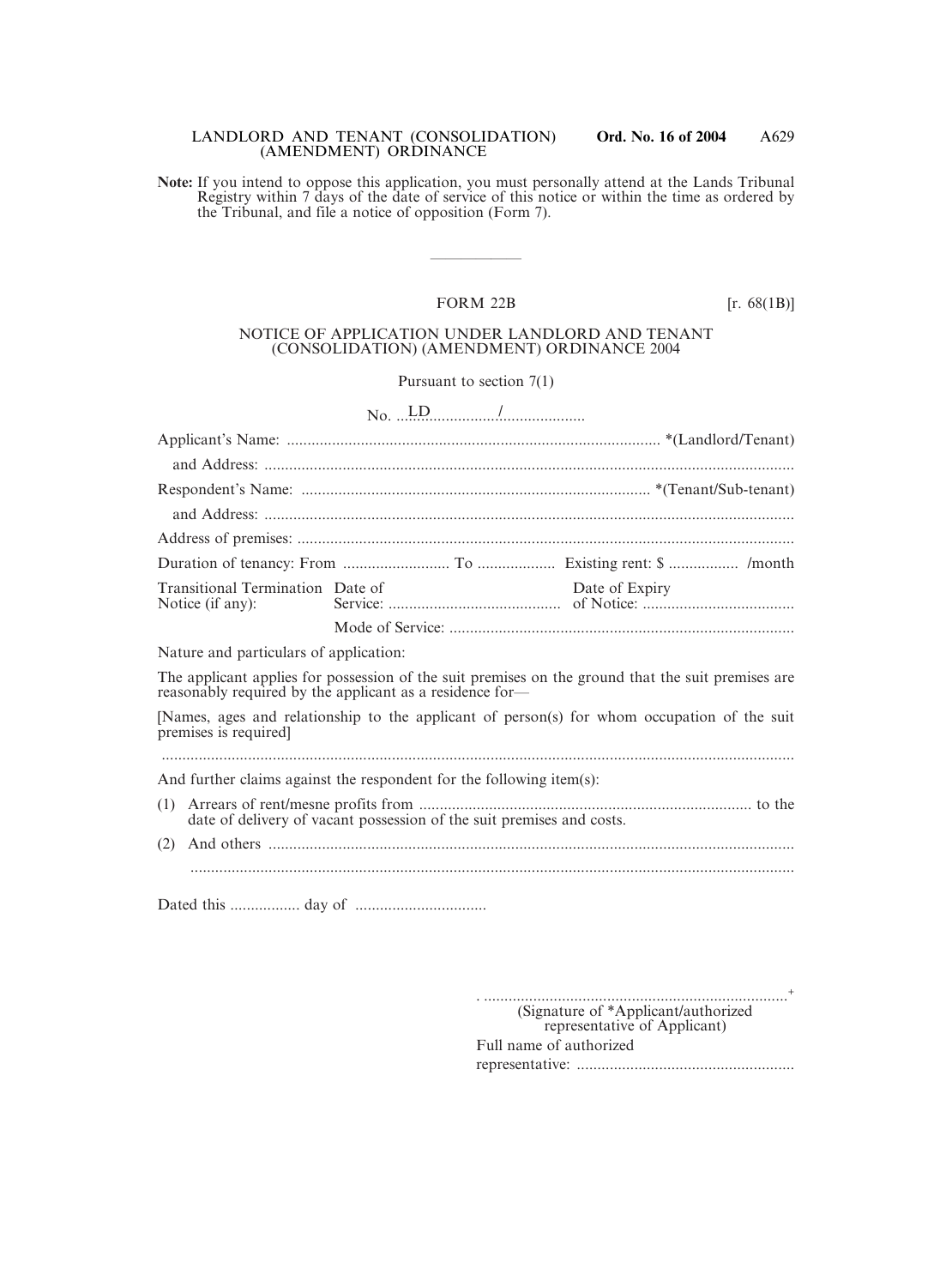**Note:** If you intend to oppose this application, you must personally attend at the Lands Tribunal Registry within 7 days of the date of service of this notice or within the time as ordered by the Tribunal, and file a notice of opposition (Form 7).

---

FORM 22B [r. 68(1B)]

NOTICE OF APPLICATION UNDER LANDLORD AND TENANT (CONSOLIDATION) (AMENDMENT) ORDINANCE 2004

Pursuant to section 7(1)

No. ...LD................/.....................

Applicant's Name: .......................................................................................... *(Landlord/Tenant)

and Address: ................................................................................................................................

Respondent's Name: .................................................................................... *(Tenant/Sub-tenant)

and Address: ................................................................................................................................

Address of premises: ........................................................................................................................

Duration of tenancy: From .......................... To ................... Existing rent: $ ................. /month

Transitional Termination Notice (if any): Date of Service: .......................................... Date of Expiry of Notice: .....................................

Mode of Service: ...................................................................................

Nature and particulars of application:

The applicant applies for possession of the suit premises on the ground that the suit premises are reasonably required by the applicant as a residence for—

[Names, ages and relationship to the applicant of person(s) for whom occupation of the suit premises is required]

.........................................................................................................................................................

And further claims against the respondent for the following item(s):

(1) Arrears of rent/mesne profits from ................................................................................ to the date of delivery of vacant possession of the suit premises and costs.

(2) And others ..............................................................................................................................

.................................................................................................................................................

Dated this ................. day of ................................

. ..........................................................................+
(Signature of *Applicant/authorized representative of Applicant)

Full name of authorized representative: .....................................................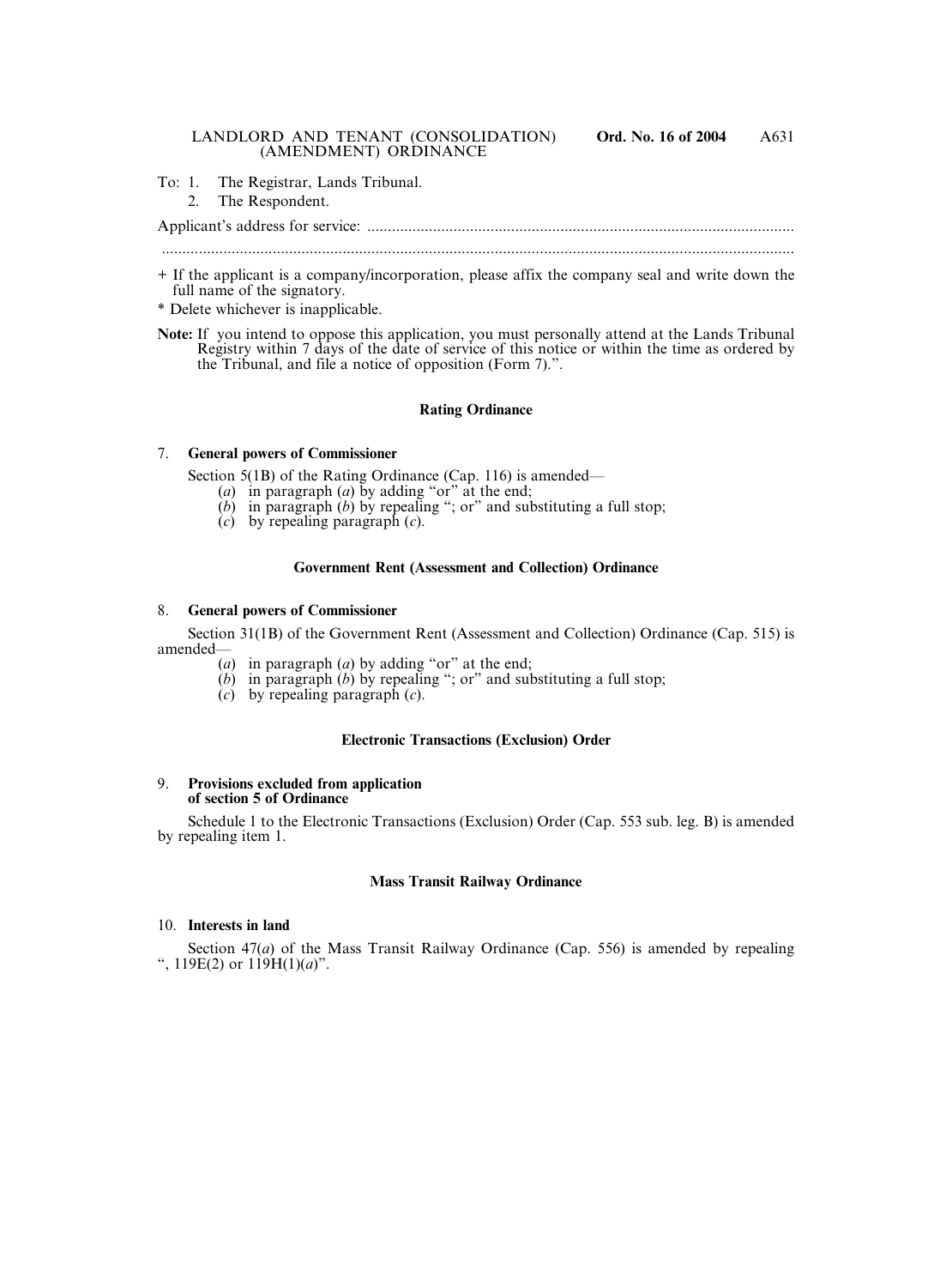To: 1. The Registrar, Lands Tribunal.
2. The Respondent.

Applicant's address for service: ........................................................................................................

.........................................................................................................................................................

+ If the applicant is a company/incorporation, please affix the company seal and write down the full name of the signatory.

* Delete whichever is inapplicable.

**Note:** If you intend to oppose this application, you must personally attend at the Lands Tribunal Registry within 7 days of the date of service of this notice or within the time as ordered by the Tribunal, and file a notice of opposition (Form 7).".

### Rating Ordinance

7. **General powers of Commissioner**

Section 5(1B) of the Rating Ordinance (Cap. 116) is amended—

(*a*) in paragraph (*a*) by adding "or" at the end;
(*b*) in paragraph (*b*) by repealing "; or" and substituting a full stop;
(*c*) by repealing paragraph (*c*).

### Government Rent (Assessment and Collection) Ordinance

8. **General powers of Commissioner**

Section 31(1B) of the Government Rent (Assessment and Collection) Ordinance (Cap. 515) is amended—

(*a*) in paragraph (*a*) by adding "or" at the end;
(*b*) in paragraph (*b*) by repealing "; or" and substituting a full stop;
(*c*) by repealing paragraph (*c*).

### Electronic Transactions (Exclusion) Order

9. **Provisions excluded from application of section 5 of Ordinance**

Schedule 1 to the Electronic Transactions (Exclusion) Order (Cap. 553 sub. leg. B) is amended by repealing item 1.

### Mass Transit Railway Ordinance

10. **Interests in land**

Section 47(*a*) of the Mass Transit Railway Ordinance (Cap. 556) is amended by repealing ", 119E(2) or 119H(1)(*a*)".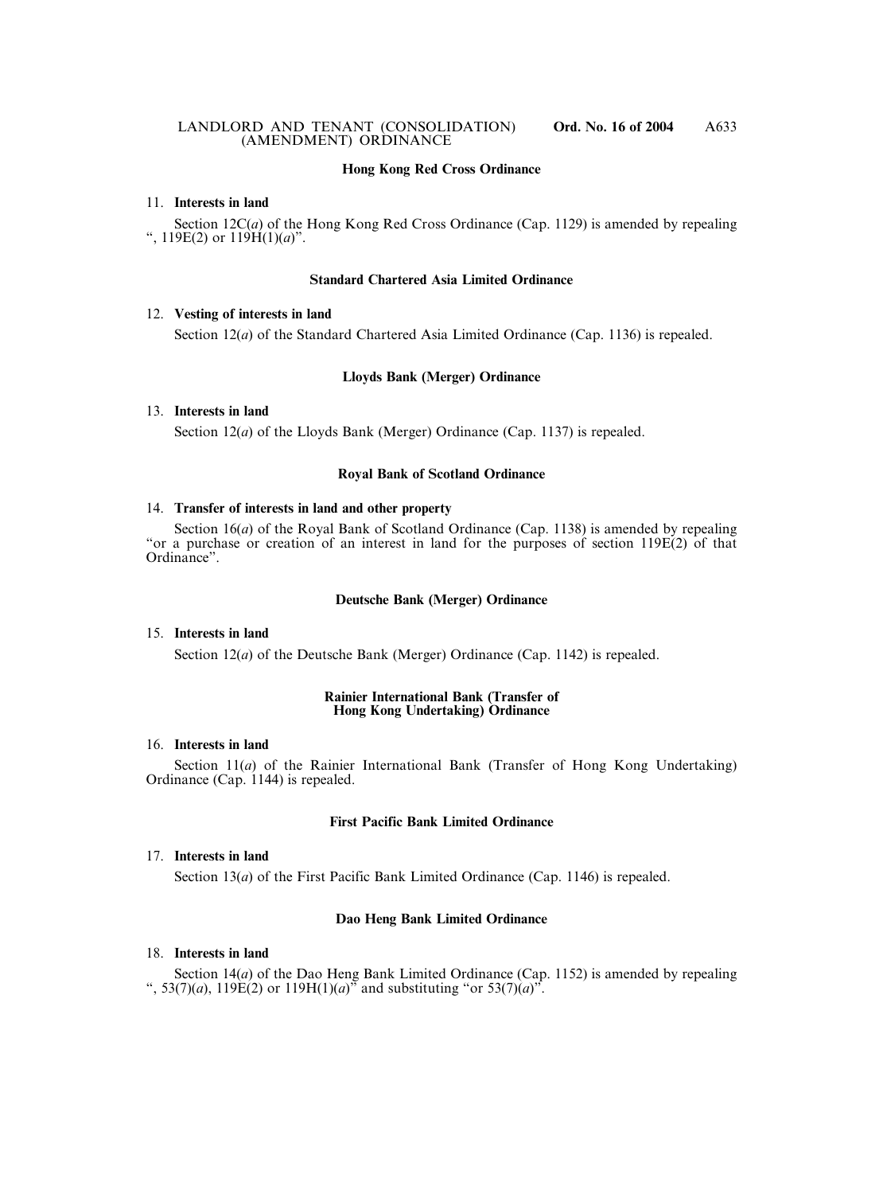**Hong Kong Red Cross Ordinance**

11. **Interests in land**

Section 12C(*a*) of the Hong Kong Red Cross Ordinance (Cap. 1129) is amended by repealing ", 119E(2) or 119H(1)(*a*)".

**Standard Chartered Asia Limited Ordinance**

12. **Vesting of interests in land**

Section 12(*a*) of the Standard Chartered Asia Limited Ordinance (Cap. 1136) is repealed.

**Lloyds Bank (Merger) Ordinance**

13. **Interests in land**

Section 12(*a*) of the Lloyds Bank (Merger) Ordinance (Cap. 1137) is repealed.

**Royal Bank of Scotland Ordinance**

14. **Transfer of interests in land and other property**

Section 16(*a*) of the Royal Bank of Scotland Ordinance (Cap. 1138) is amended by repealing "or a purchase or creation of an interest in land for the purposes of section 119E(2) of that Ordinance".

**Deutsche Bank (Merger) Ordinance**

15. **Interests in land**

Section 12(*a*) of the Deutsche Bank (Merger) Ordinance (Cap. 1142) is repealed.

**Rainier International Bank (Transfer of Hong Kong Undertaking) Ordinance**

16. **Interests in land**

Section 11(*a*) of the Rainier International Bank (Transfer of Hong Kong Undertaking) Ordinance (Cap. 1144) is repealed.

**First Pacific Bank Limited Ordinance**

17. **Interests in land**

Section 13(*a*) of the First Pacific Bank Limited Ordinance (Cap. 1146) is repealed.

**Dao Heng Bank Limited Ordinance**

18. **Interests in land**

Section 14(*a*) of the Dao Heng Bank Limited Ordinance (Cap. 1152) is amended by repealing ", 53(7)(*a*), 119E(2) or 119H(1)(*a*)" and substituting "or 53(7)(*a*)".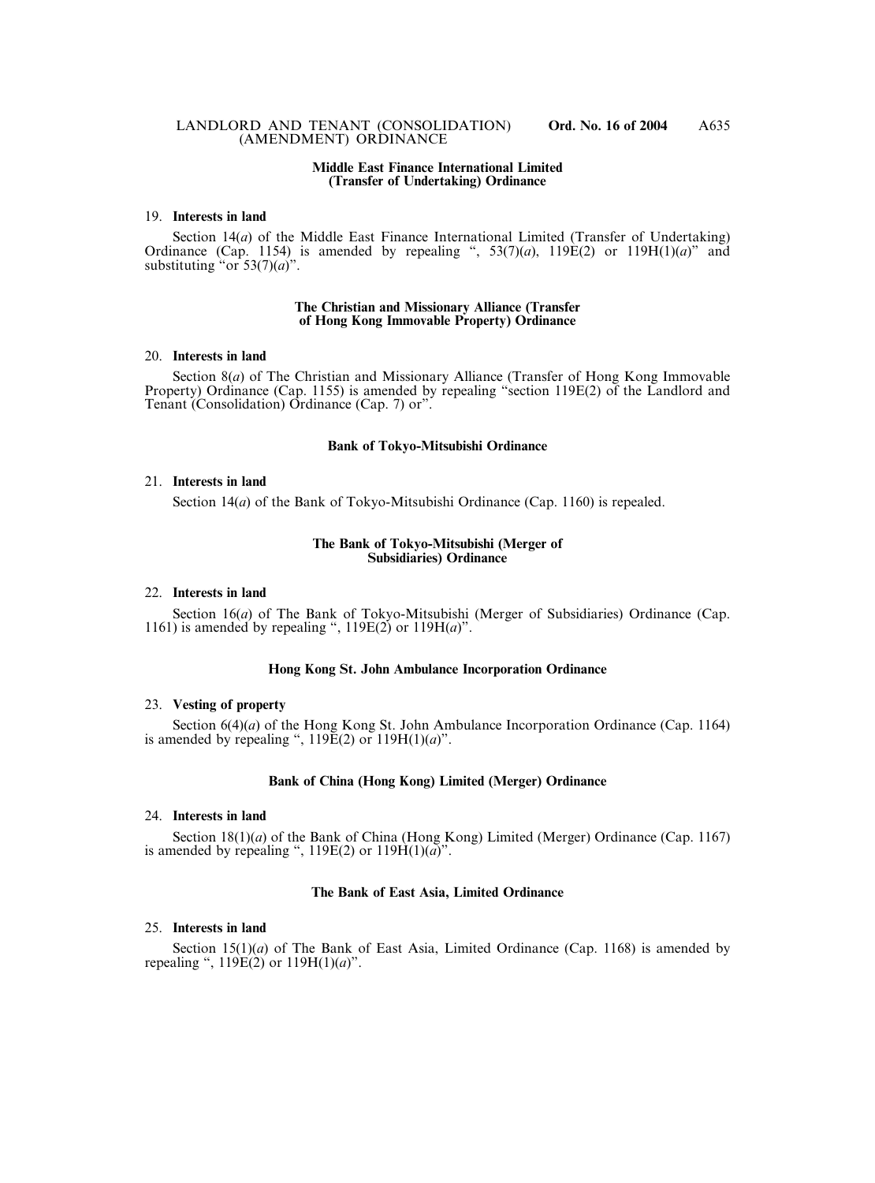#### Middle East Finance International Limited (Transfer of Undertaking) Ordinance

19. **Interests in land**

Section 14(*a*) of the Middle East Finance International Limited (Transfer of Undertaking) Ordinance (Cap. 1154) is amended by repealing ", 53(7)(*a*), 119E(2) or 119H(1)(*a*)" and substituting "or 53(7)(*a*)".

#### The Christian and Missionary Alliance (Transfer of Hong Kong Immovable Property) Ordinance

20. **Interests in land**

Section 8(*a*) of The Christian and Missionary Alliance (Transfer of Hong Kong Immovable Property) Ordinance (Cap. 1155) is amended by repealing "section 119E(2) of the Landlord and Tenant (Consolidation) Ordinance (Cap. 7) or".

#### Bank of Tokyo-Mitsubishi Ordinance

21. **Interests in land**

Section 14(*a*) of the Bank of Tokyo-Mitsubishi Ordinance (Cap. 1160) is repealed.

#### The Bank of Tokyo-Mitsubishi (Merger of Subsidiaries) Ordinance

22. **Interests in land**

Section 16(*a*) of The Bank of Tokyo-Mitsubishi (Merger of Subsidiaries) Ordinance (Cap. 1161) is amended by repealing ", 119E(2) or 119H(*a*)".

#### Hong Kong St. John Ambulance Incorporation Ordinance

23. **Vesting of property**

Section 6(4)(*a*) of the Hong Kong St. John Ambulance Incorporation Ordinance (Cap. 1164) is amended by repealing ", 119E(2) or 119H(1)(*a*)".

#### Bank of China (Hong Kong) Limited (Merger) Ordinance

24. **Interests in land**

Section 18(1)(*a*) of the Bank of China (Hong Kong) Limited (Merger) Ordinance (Cap. 1167) is amended by repealing ", 119E(2) or 119H(1)(*a*)".

#### The Bank of East Asia, Limited Ordinance

25. **Interests in land**

Section 15(1)(*a*) of The Bank of East Asia, Limited Ordinance (Cap. 1168) is amended by repealing ", 119E(2) or 119H(1)(*a*)".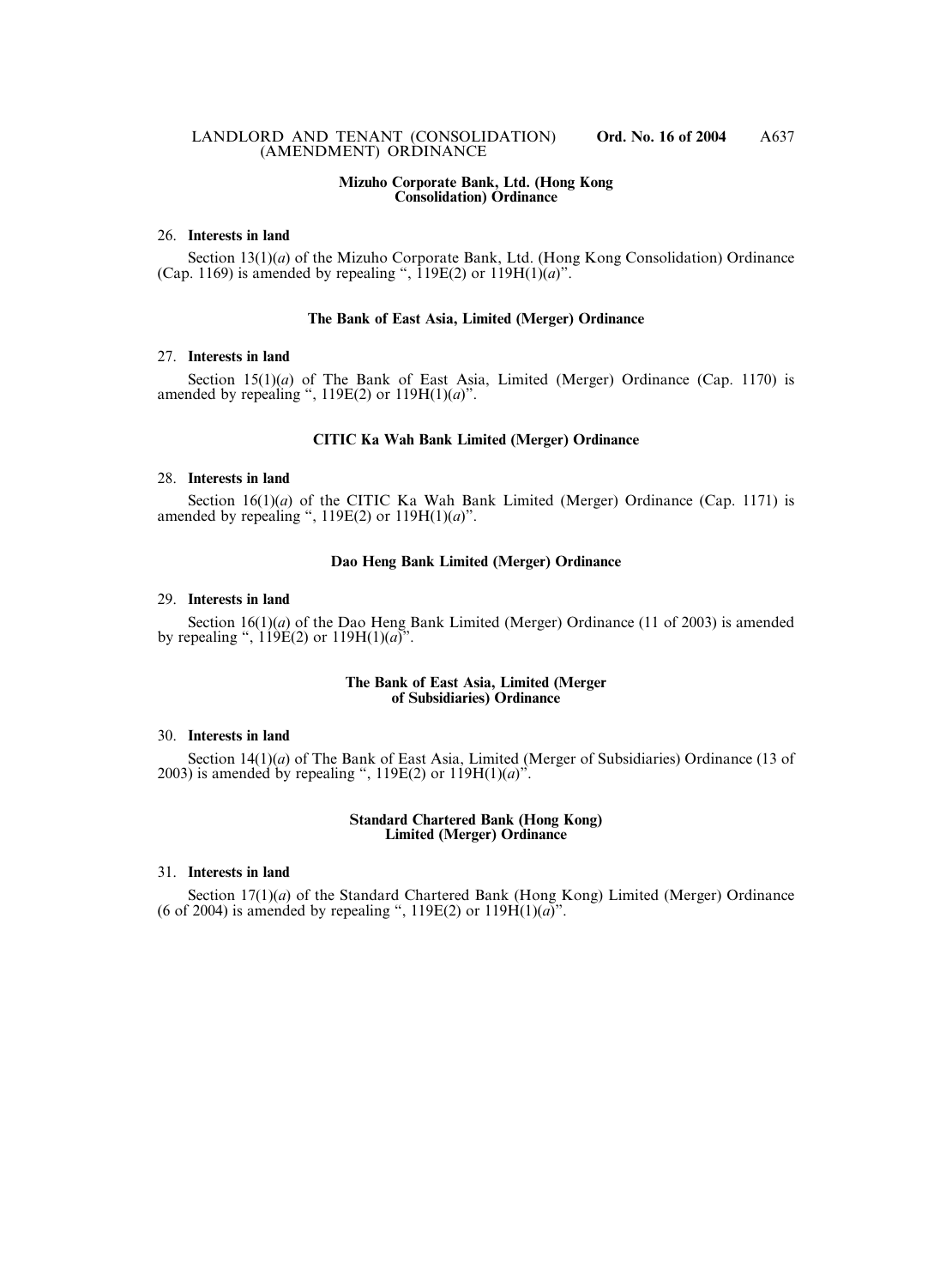**Mizuho Corporate Bank, Ltd. (Hong Kong Consolidation) Ordinance**

26. **Interests in land**

Section 13(1)(*a*) of the Mizuho Corporate Bank, Ltd. (Hong Kong Consolidation) Ordinance (Cap. 1169) is amended by repealing ", 119E(2) or 119H(1)(*a*)".

**The Bank of East Asia, Limited (Merger) Ordinance**

27. **Interests in land**

Section 15(1)(*a*) of The Bank of East Asia, Limited (Merger) Ordinance (Cap. 1170) is amended by repealing ", 119E(2) or 119H(1)(*a*)".

**CITIC Ka Wah Bank Limited (Merger) Ordinance**

28. **Interests in land**

Section 16(1)(*a*) of the CITIC Ka Wah Bank Limited (Merger) Ordinance (Cap. 1171) is amended by repealing ", 119E(2) or 119H(1)(*a*)".

**Dao Heng Bank Limited (Merger) Ordinance**

29. **Interests in land**

Section 16(1)(*a*) of the Dao Heng Bank Limited (Merger) Ordinance (11 of 2003) is amended by repealing ", 119E(2) or 119H(1)(*a*)".

**The Bank of East Asia, Limited (Merger of Subsidiaries) Ordinance**

30. **Interests in land**

Section 14(1)(*a*) of The Bank of East Asia, Limited (Merger of Subsidiaries) Ordinance (13 of 2003) is amended by repealing ", 119E(2) or 119H(1)(*a*)".

**Standard Chartered Bank (Hong Kong) Limited (Merger) Ordinance**

31. **Interests in land**

Section 17(1)(*a*) of the Standard Chartered Bank (Hong Kong) Limited (Merger) Ordinance (6 of 2004) is amended by repealing ", 119E(2) or 119H(1)(*a*)".